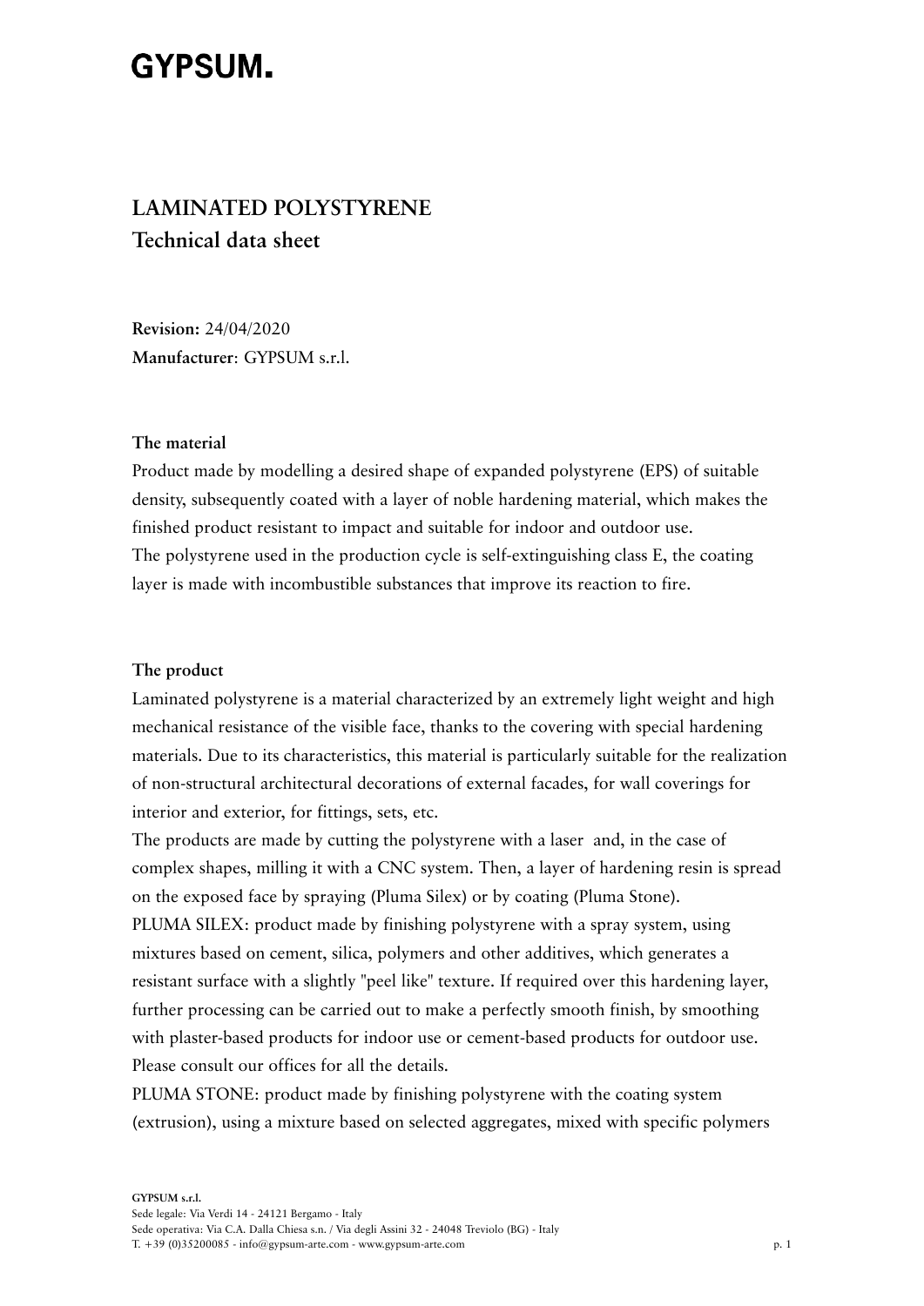# GYPSUM.

## LAMINATED POLYSTYRENE
## Technical data sheet

**Revision:** 24/04/2020
**Manufacturer**: GYPSUM s.r.l.

### The material

Product made by modelling a desired shape of expanded polystyrene (EPS) of suitable density, subsequently coated with a layer of noble hardening material, which makes the finished product resistant to impact and suitable for indoor and outdoor use.
The polystyrene used in the production cycle is self-extinguishing class E, the coating layer is made with incombustible substances that improve its reaction to fire.

### The product

Laminated polystyrene is a material characterized by an extremely light weight and high mechanical resistance of the visible face, thanks to the covering with special hardening materials. Due to its characteristics, this material is particularly suitable for the realization of non-structural architectural decorations of external facades, for wall coverings for interior and exterior, for fittings, sets, etc.
The products are made by cutting the polystyrene with a laser and, in the case of complex shapes, milling it with a CNC system. Then, a layer of hardening resin is spread on the exposed face by spraying (Pluma Silex) or by coating (Pluma Stone).
PLUMA SILEX: product made by finishing polystyrene with a spray system, using mixtures based on cement, silica, polymers and other additives, which generates a resistant surface with a slightly "peel like" texture. If required over this hardening layer, further processing can be carried out to make a perfectly smooth finish, by smoothing with plaster-based products for indoor use or cement-based products for outdoor use. Please consult our offices for all the details.
PLUMA STONE: product made by finishing polystyrene with the coating system (extrusion), using a mixture based on selected aggregates, mixed with specific polymers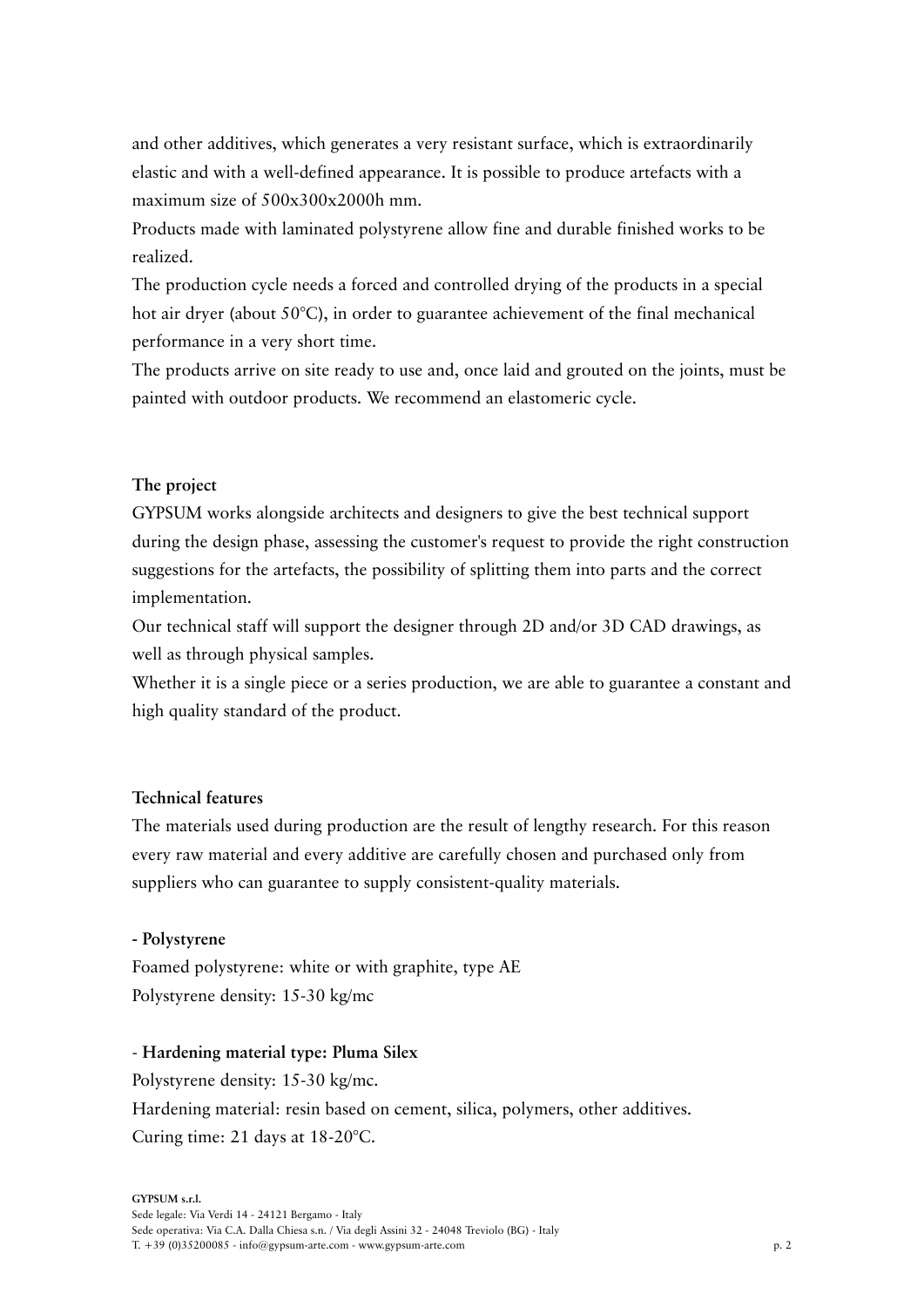and other additives, which generates a very resistant surface, which is extraordinarily elastic and with a well-defined appearance. It is possible to produce artefacts with a maximum size of 500x300x2000h mm.

Products made with laminated polystyrene allow fine and durable finished works to be realized.

The production cycle needs a forced and controlled drying of the products in a special hot air dryer (about 50°C), in order to guarantee achievement of the final mechanical performance in a very short time.

The products arrive on site ready to use and, once laid and grouted on the joints, must be painted with outdoor products. We recommend an elastomeric cycle.

## The project

GYPSUM works alongside architects and designers to give the best technical support during the design phase, assessing the customer's request to provide the right construction suggestions for the artefacts, the possibility of splitting them into parts and the correct implementation.

Our technical staff will support the designer through 2D and/or 3D CAD drawings, as well as through physical samples.

Whether it is a single piece or a series production, we are able to guarantee a constant and high quality standard of the product.

## Technical features

The materials used during production are the result of lengthy research. For this reason every raw material and every additive are carefully chosen and purchased only from suppliers who can guarantee to supply consistent-quality materials.

**- Polystyrene**

Foamed polystyrene: white or with graphite, type AE

Polystyrene density: 15-30 kg/mc

**- Hardening material type: Pluma Silex**

Polystyrene density: 15-30 kg/mc.

Hardening material: resin based on cement, silica, polymers, other additives.

Curing time: 21 days at 18-20°C.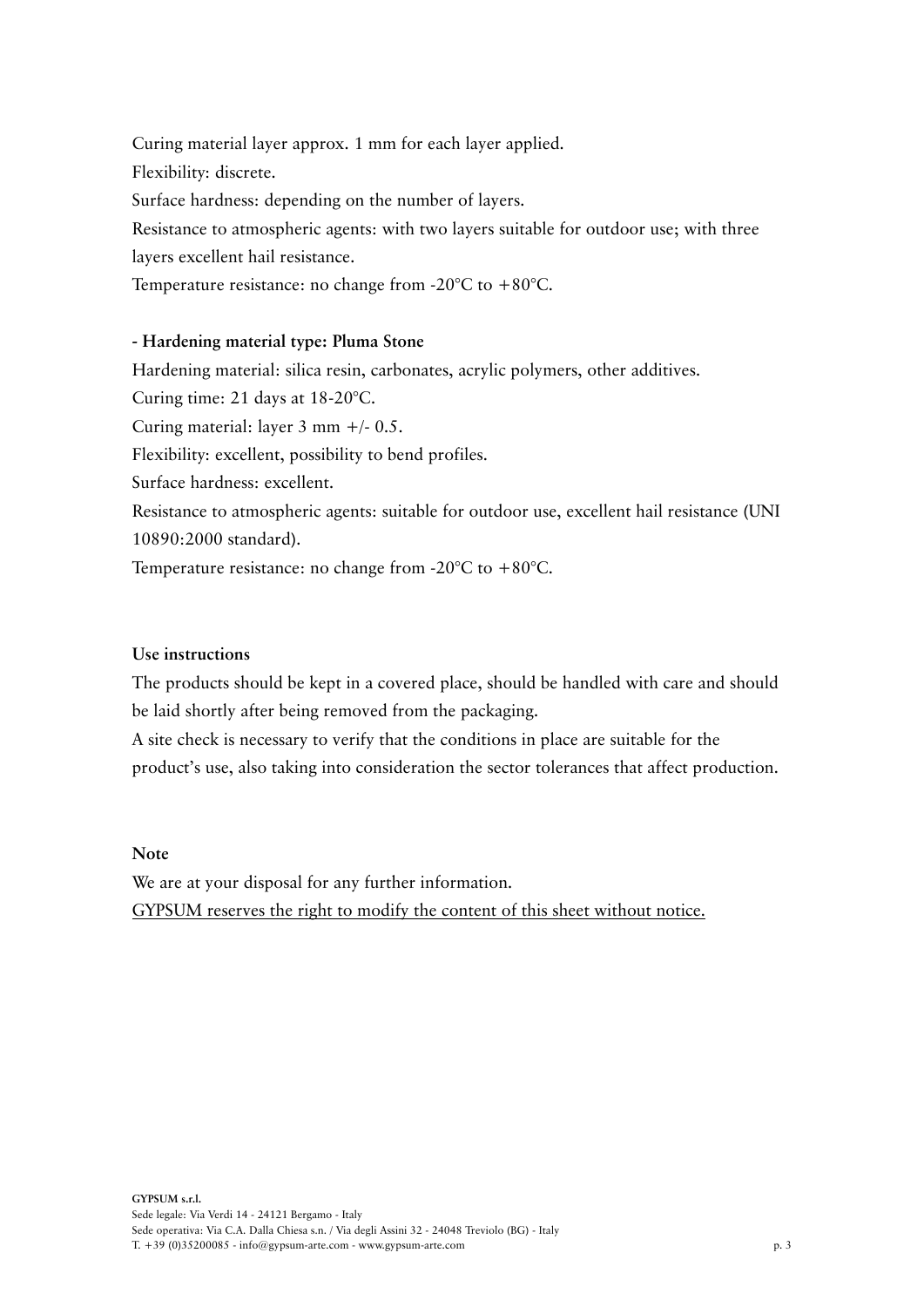Curing material layer approx. 1 mm for each layer applied.

Flexibility: discrete.

Surface hardness: depending on the number of layers.

Resistance to atmospheric agents: with two layers suitable for outdoor use; with three layers excellent hail resistance.

Temperature resistance: no change from -20°C to +80°C.

**- Hardening material type: Pluma Stone**

Hardening material: silica resin, carbonates, acrylic polymers, other additives.

Curing time: 21 days at 18-20°C.

Curing material: layer 3 mm +/- 0.5.

Flexibility: excellent, possibility to bend profiles.

Surface hardness: excellent.

Resistance to atmospheric agents: suitable for outdoor use, excellent hail resistance (UNI 10890:2000 standard).

Temperature resistance: no change from -20°C to +80°C.

**Use instructions**

The products should be kept in a covered place, should be handled with care and should be laid shortly after being removed from the packaging.

A site check is necessary to verify that the conditions in place are suitable for the product's use, also taking into consideration the sector tolerances that affect production.

**Note**

We are at your disposal for any further information.

<u>GYPSUM reserves the right to modify the content of this sheet without notice.</u>

**GYPSUM s.r.l.**
Sede legale: Via Verdi 14 - 24121 Bergamo - Italy
Sede operativa: Via C.A. Dalla Chiesa s.n. / Via degli Assini 32 - 24048 Treviolo (BG) - Italy
T. +39 (0)35200085 - info@gypsum-arte.com - www.gypsum-arte.com